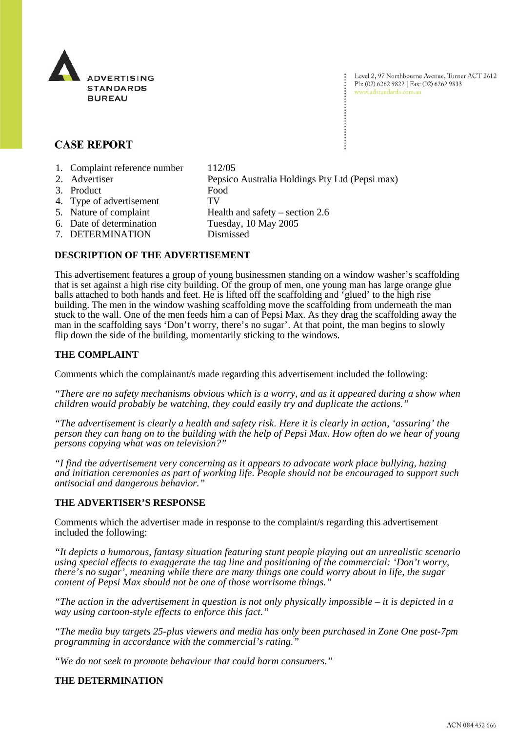ADVERTISING STANDARDS BUREAU

Level 2, 97 Northbourne Avenue, Turner ACT 2612
Ph: (02) 6262 9822 | Fax: (02) 6262 9833
www.adstandards.com.au

# CASE REPORT

1. Complaint reference number 112/05
2. Advertiser Pepsico Australia Holdings Pty Ltd (Pepsi max)
3. Product Food
4. Type of advertisement TV
5. Nature of complaint Health and safety – section 2.6
6. Date of determination Tuesday, 10 May 2005
7. DETERMINATION Dismissed

## DESCRIPTION OF THE ADVERTISEMENT

This advertisement features a group of young businessmen standing on a window washer's scaffolding that is set against a high rise city building. Of the group of men, one young man has large orange glue balls attached to both hands and feet. He is lifted off the scaffolding and 'glued' to the high rise building. The men in the window washing scaffolding move the scaffolding from underneath the man stuck to the wall. One of the men feeds him a can of Pepsi Max. As they drag the scaffolding away the man in the scaffolding says 'Don't worry, there's no sugar'. At that point, the man begins to slowly flip down the side of the building, momentarily sticking to the windows.

## THE COMPLAINT

Comments which the complainant/s made regarding this advertisement included the following:

*"There are no safety mechanisms obvious which is a worry, and as it appeared during a show when children would probably be watching, they could easily try and duplicate the actions."*

*"The advertisement is clearly a health and safety risk. Here it is clearly in action, 'assuring' the person they can hang on to the building with the help of Pepsi Max. How often do we hear of young persons copying what was on television?"*

*"I find the advertisement very concerning as it appears to advocate work place bullying, hazing and initiation ceremonies as part of working life. People should not be encouraged to support such antisocial and dangerous behavior."*

## THE ADVERTISER'S RESPONSE

Comments which the advertiser made in response to the complaint/s regarding this advertisement included the following:

*"It depicts a humorous, fantasy situation featuring stunt people playing out an unrealistic scenario using special effects to exaggerate the tag line and positioning of the commercial: 'Don't worry, there's no sugar', meaning while there are many things one could worry about in life, the sugar content of Pepsi Max should not be one of those worrisome things."*

*"The action in the advertisement in question is not only physically impossible – it is depicted in a way using cartoon-style effects to enforce this fact."*

*"The media buy targets 25-plus viewers and media has only been purchased in Zone One post-7pm programming in accordance with the commercial's rating."*

*"We do not seek to promote behaviour that could harm consumers."*

## THE DETERMINATION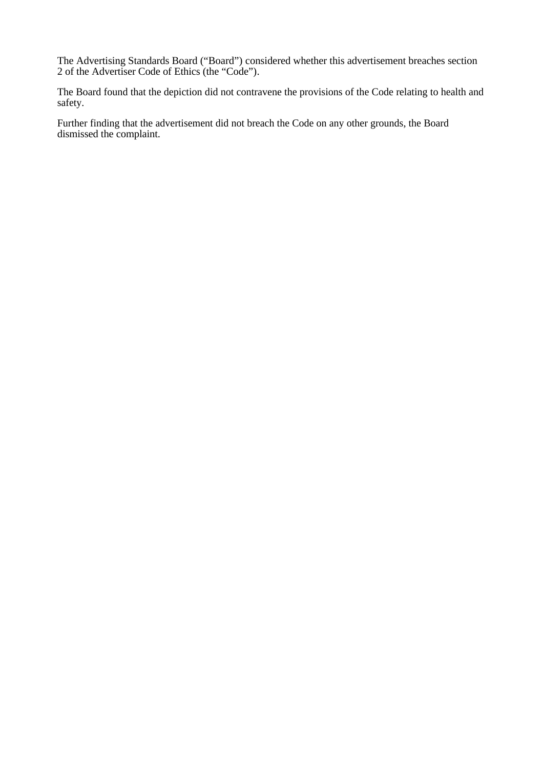The Advertising Standards Board ("Board") considered whether this advertisement breaches section 2 of the Advertiser Code of Ethics (the "Code").

The Board found that the depiction did not contravene the provisions of the Code relating to health and safety.

Further finding that the advertisement did not breach the Code on any other grounds, the Board dismissed the complaint.